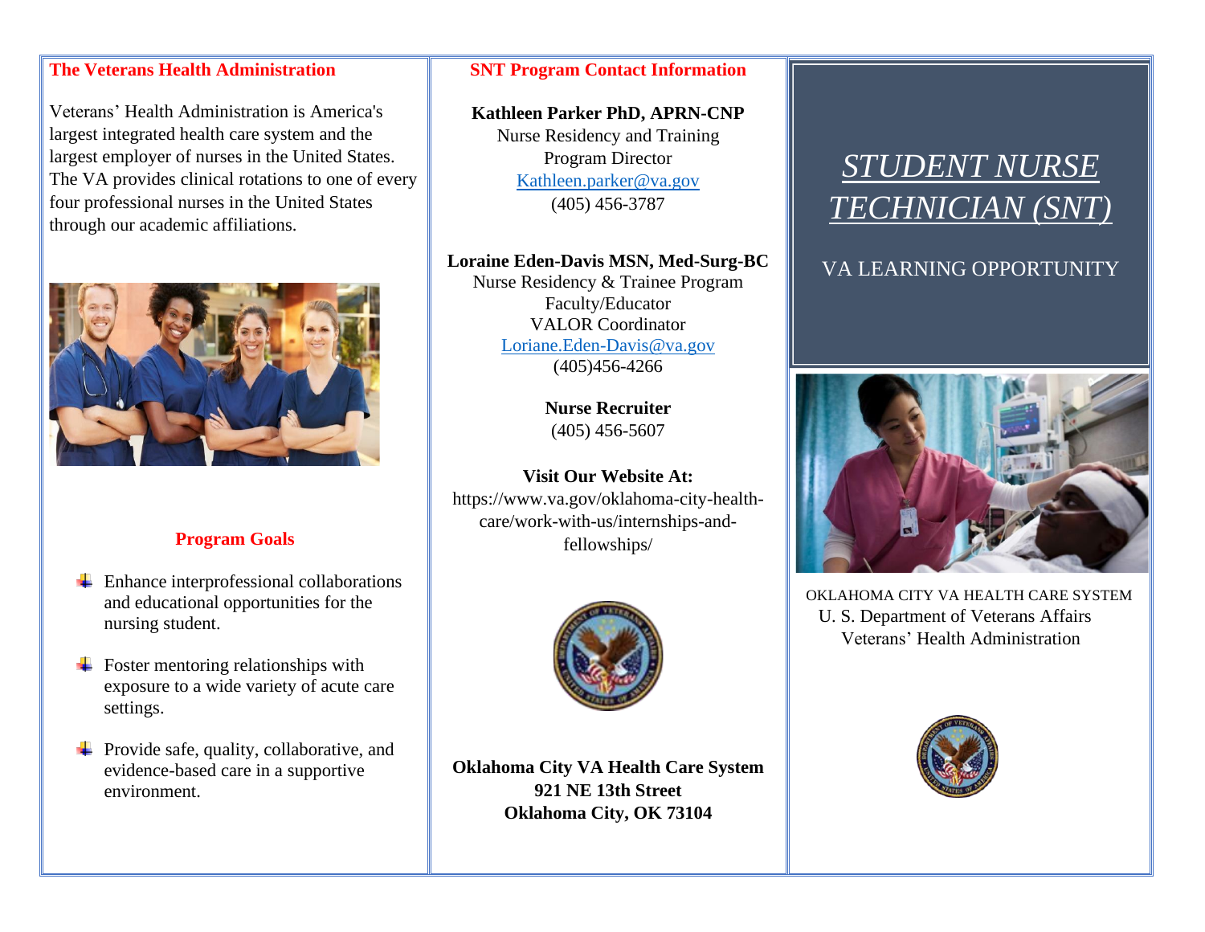## The Veterans Health Administration

Veterans' Health Administration is America's largest integrated health care system and the largest employer of nurses in the United States. The VA provides clinical rotations to one of every four professional nurses in the United States through our academic affiliations.

## Program Goals

- Enhance interprofessional collaborations and educational opportunities for the nursing student.
- Foster mentoring relationships with exposure to a wide variety of acute care settings.
- Provide safe, quality, collaborative, and evidence-based care in a supportive environment.

## SNT Program Contact Information

**Kathleen Parker PhD, APRN-CNP**
Nurse Residency and Training Program Director
Kathleen.parker@va.gov
(405) 456-3787

**Loraine Eden-Davis MSN, Med-Surg-BC**
Nurse Residency & Trainee Program Faculty/Educator
VALOR Coordinator
Loriane.Eden-Davis@va.gov
(405)456-4266

**Nurse Recruiter**
(405) 456-5607

**Visit Our Website At:**
https://www.va.gov/oklahoma-city-health-care/work-with-us/internships-and-fellowships/

**Oklahoma City VA Health Care System**
**921 NE 13th Street**
**Oklahoma City, OK 73104**

# *STUDENT NURSE TECHNICIAN (SNT)*

VA LEARNING OPPORTUNITY

OKLAHOMA CITY VA HEALTH CARE SYSTEM
U. S. Department of Veterans Affairs
Veterans' Health Administration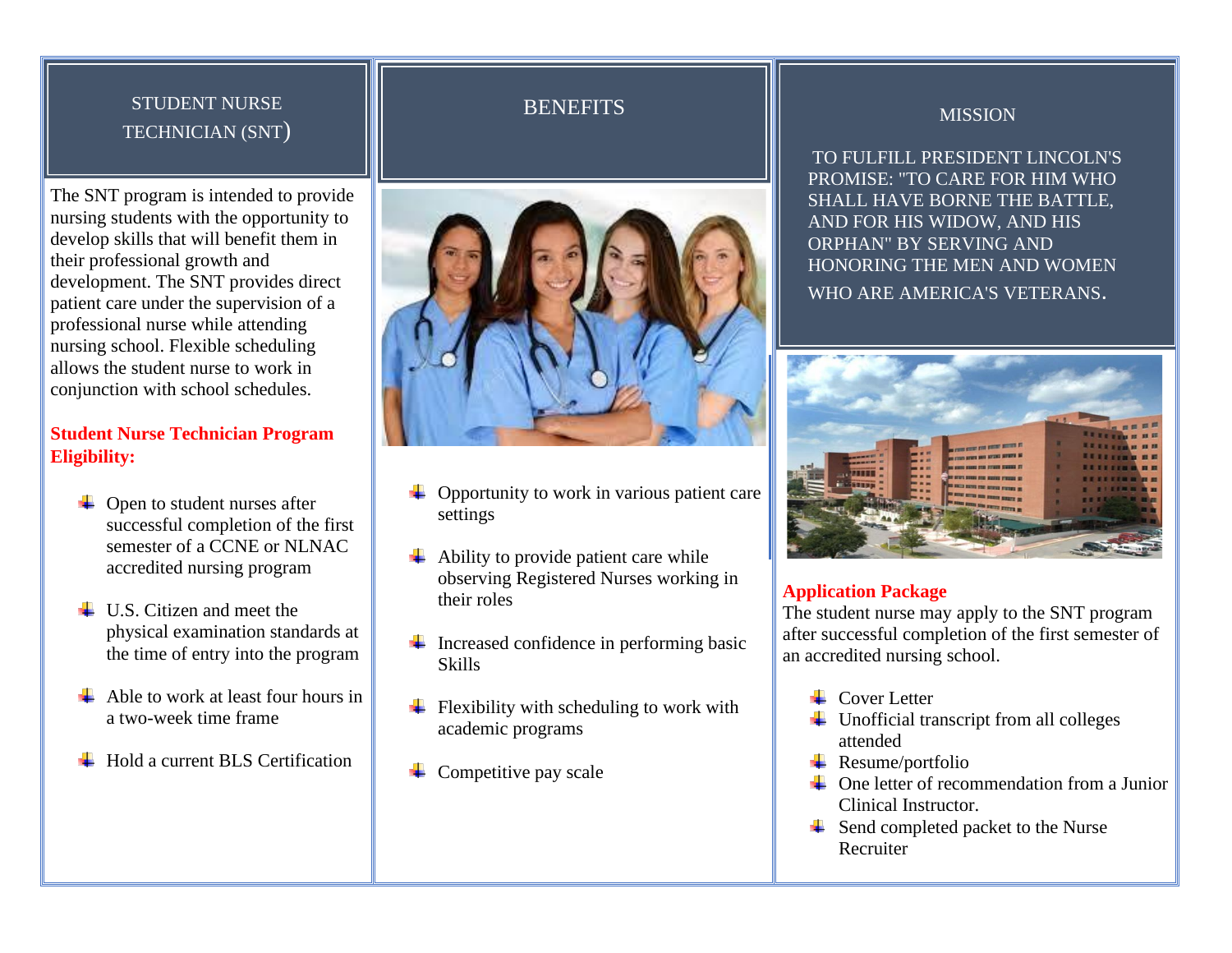## STUDENT NURSE TECHNICIAN (SNT)

The SNT program is intended to provide nursing students with the opportunity to develop skills that will benefit them in their professional growth and development. The SNT provides direct patient care under the supervision of a professional nurse while attending nursing school. Flexible scheduling allows the student nurse to work in conjunction with school schedules.

**Student Nurse Technician Program Eligibility:**

- Open to student nurses after successful completion of the first semester of a CCNE or NLNAC accredited nursing program
- U.S. Citizen and meet the physical examination standards at the time of entry into the program
- Able to work at least four hours in a two-week time frame
- Hold a current BLS Certification

## BENEFITS

- Opportunity to work in various patient care settings
- Ability to provide patient care while observing Registered Nurses working in their roles
- Increased confidence in performing basic Skills
- Flexibility with scheduling to work with academic programs
- Competitive pay scale

## MISSION

TO FULFILL PRESIDENT LINCOLN'S PROMISE: "TO CARE FOR HIM WHO SHALL HAVE BORNE THE BATTLE, AND FOR HIS WIDOW, AND HIS ORPHAN" BY SERVING AND HONORING THE MEN AND WOMEN WHO ARE AMERICA'S VETERANS.

**Application Package**

The student nurse may apply to the SNT program after successful completion of the first semester of an accredited nursing school.

- Cover Letter
- Unofficial transcript from all colleges attended
- Resume/portfolio
- One letter of recommendation from a Junior Clinical Instructor.
- Send completed packet to the Nurse Recruiter